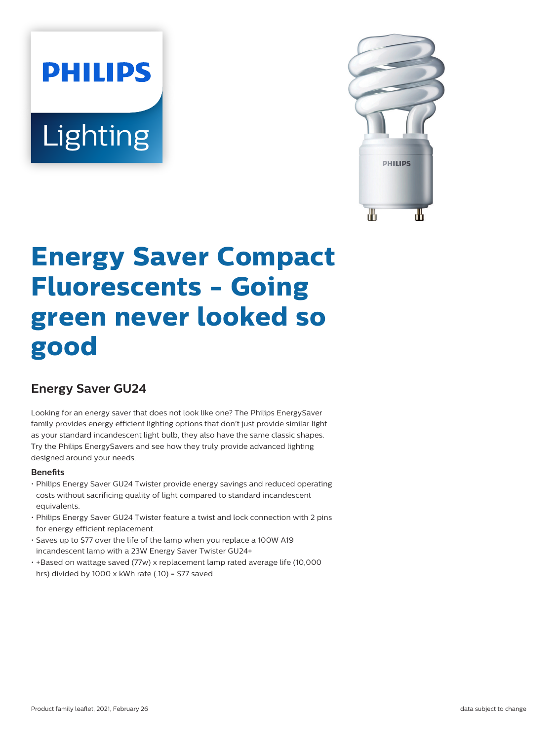PHILIPS

Lighting

# Energy Saver Compact Fluorescents - Going green never looked so good

## Energy Saver GU24

Looking for an energy saver that does not look like one? The Philips EnergySaver family provides energy efficient lighting options that don't just provide similar light as your standard incandescent light bulb, they also have the same classic shapes. Try the Philips EnergySavers and see how they truly provide advanced lighting designed around your needs.

### Benefits

- Philips Energy Saver GU24 Twister provide energy savings and reduced operating costs without sacrificing quality of light compared to standard incandescent equivalents.
- Philips Energy Saver GU24 Twister feature a twist and lock connection with 2 pins for energy efficient replacement.
- Saves up to $77 over the life of the lamp when you replace a 100W A19 incandescent lamp with a 23W Energy Saver Twister GU24+
- +Based on wattage saved (77w) x replacement lamp rated average life (10,000 hrs) divided by 1000 x kWh rate (.10) = $77 saved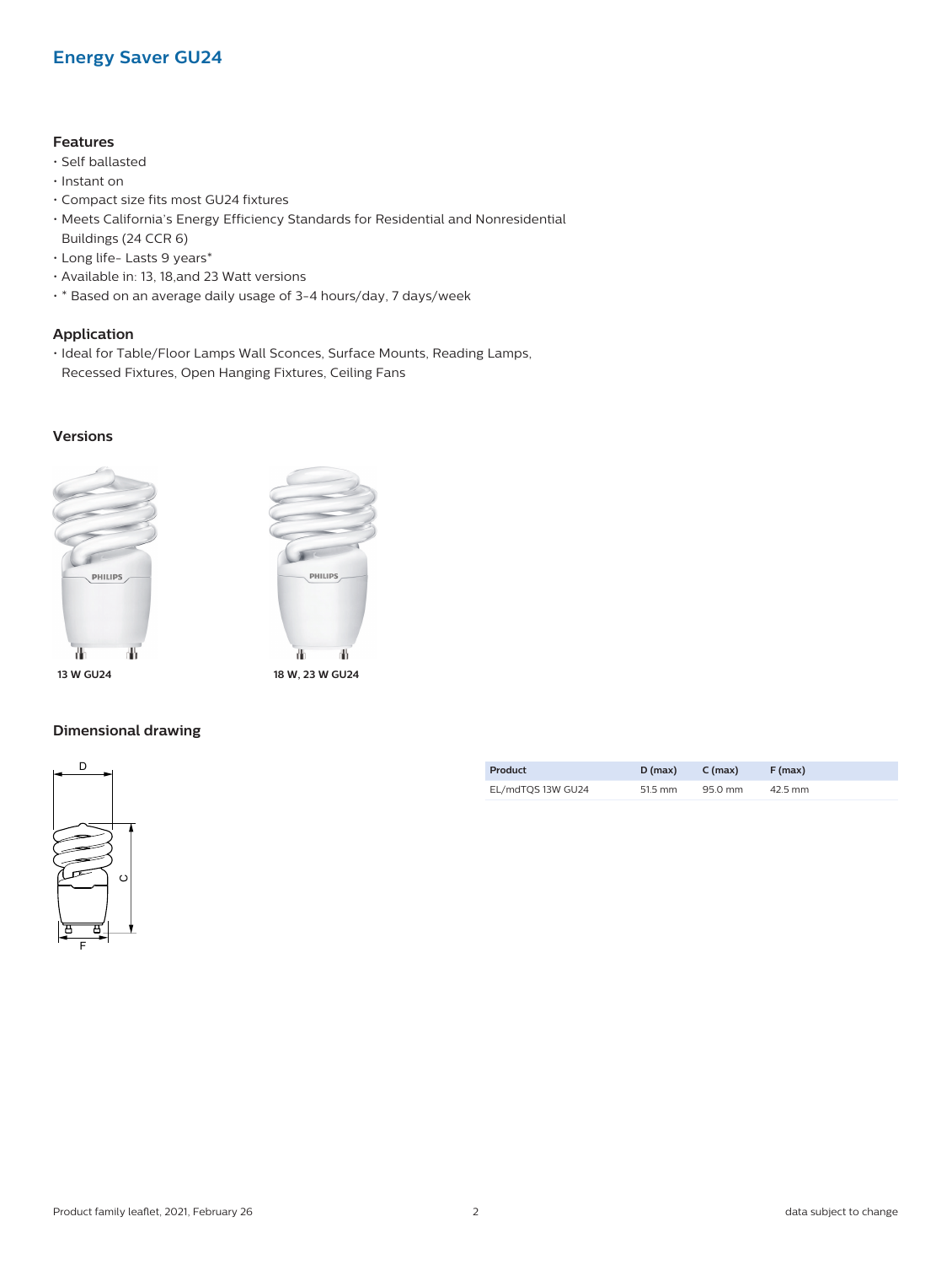# Energy Saver GU24

### Features

- Self ballasted
- Instant on
- Compact size fits most GU24 fixtures
- Meets California's Energy Efficiency Standards for Residential and Nonresidential Buildings (24 CCR 6)
- Long life- Lasts 9 years*
- Available in: 13, 18,and 23 Watt versions
- * Based on an average daily usage of 3-4 hours/day, 7 days/week

### Application

- Ideal for Table/Floor Lamps Wall Sconces, Surface Mounts, Reading Lamps, Recessed Fixtures, Open Hanging Fixtures, Ceiling Fans

### Versions

**13 W GU24**

**18 W, 23 W GU24**

### Dimensional drawing

D

C

F

| Product | D (max) | C (max) | F (max) |
|---|---|---|---|
| EL/mdTQS 13W GU24 | 51.5 mm | 95.0 mm | 42.5 mm |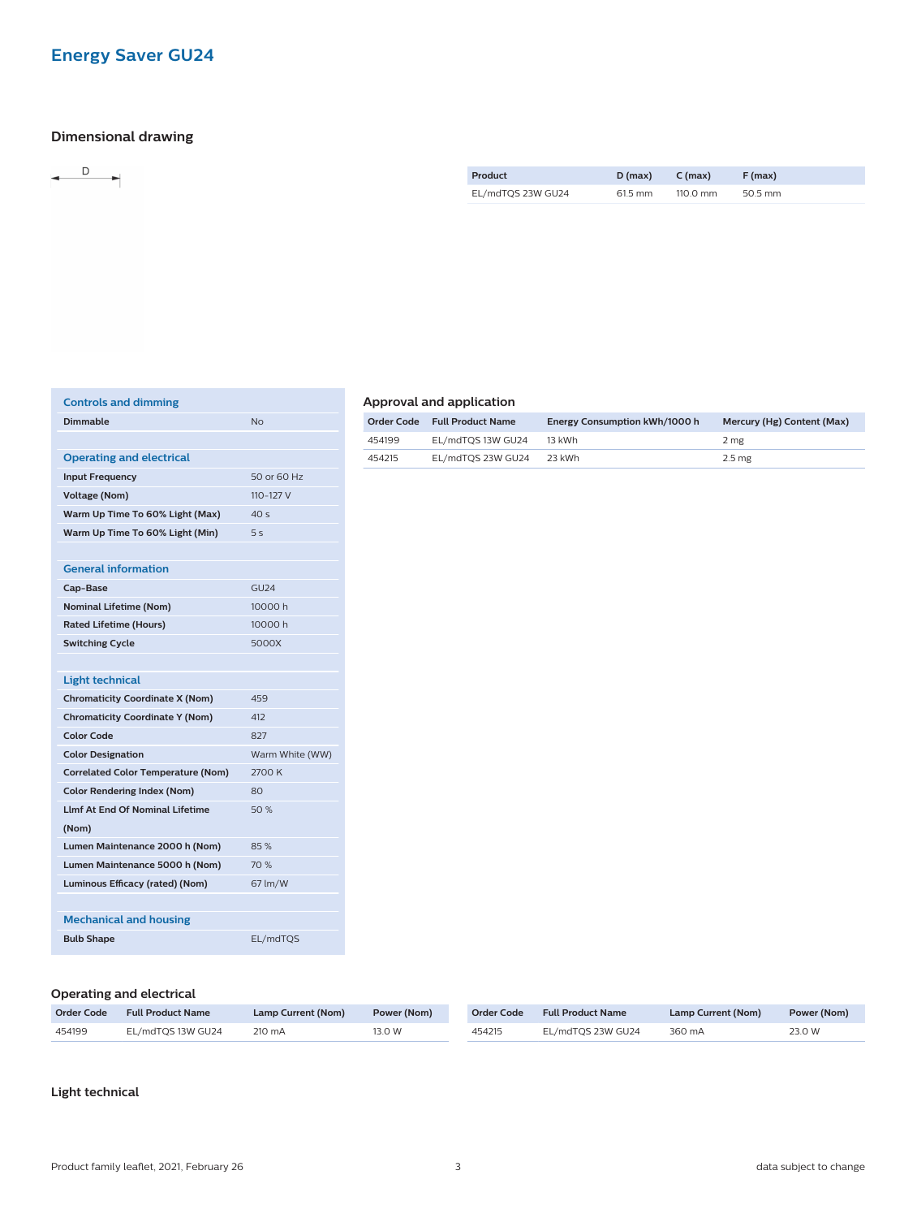# Energy Saver GU24

## Dimensional drawing

D

| Product | D (max) | C (max) | F (max) |
|---|---|---|---|
| EL/mdTQS 23W GU24 | 61.5 mm | 110.0 mm | 50.5 mm |

| | |
|---|---|
| **Controls and dimming** | |
| **Dimmable** | No |
| **Operating and electrical** | |
| **Input Frequency** | 50 or 60 Hz |
| **Voltage (Nom)** | 110-127 V |
| **Warm Up Time To 60% Light (Max)** | 40 s |
| **Warm Up Time To 60% Light (Min)** | 5 s |
| **General information** | |
| **Cap-Base** | GU24 |
| **Nominal Lifetime (Nom)** | 10000 h |
| **Rated Lifetime (Hours)** | 10000 h |
| **Switching Cycle** | 5000X |
| **Light technical** | |
| **Chromaticity Coordinate X (Nom)** | 459 |
| **Chromaticity Coordinate Y (Nom)** | 412 |
| **Color Code** | 827 |
| **Color Designation** | Warm White (WW) |
| **Correlated Color Temperature (Nom)** | 2700 K |
| **Color Rendering Index (Nom)** | 80 |
| **Llmf At End Of Nominal Lifetime (Nom)** | 50 % |
| **Lumen Maintenance 2000 h (Nom)** | 85 % |
| **Lumen Maintenance 5000 h (Nom)** | 70 % |
| **Luminous Efficacy (rated) (Nom)** | 67 lm/W |
| **Mechanical and housing** | |
| **Bulb Shape** | EL/mdTQS |

## Approval and application

| Order Code | Full Product Name | Energy Consumption kWh/1000 h | Mercury (Hg) Content (Max) |
|---|---|---|---|
| 454199 | EL/mdTQS 13W GU24 | 13 kWh | 2 mg |
| 454215 | EL/mdTQS 23W GU24 | 23 kWh | 2.5 mg |

## Operating and electrical

| Order Code | Full Product Name | Lamp Current (Nom) | Power (Nom) |
|---|---|---|---|
| 454199 | EL/mdTQS 13W GU24 | 210 mA | 13.0 W |
| 454215 | EL/mdTQS 23W GU24 | 360 mA | 23.0 W |

## Light technical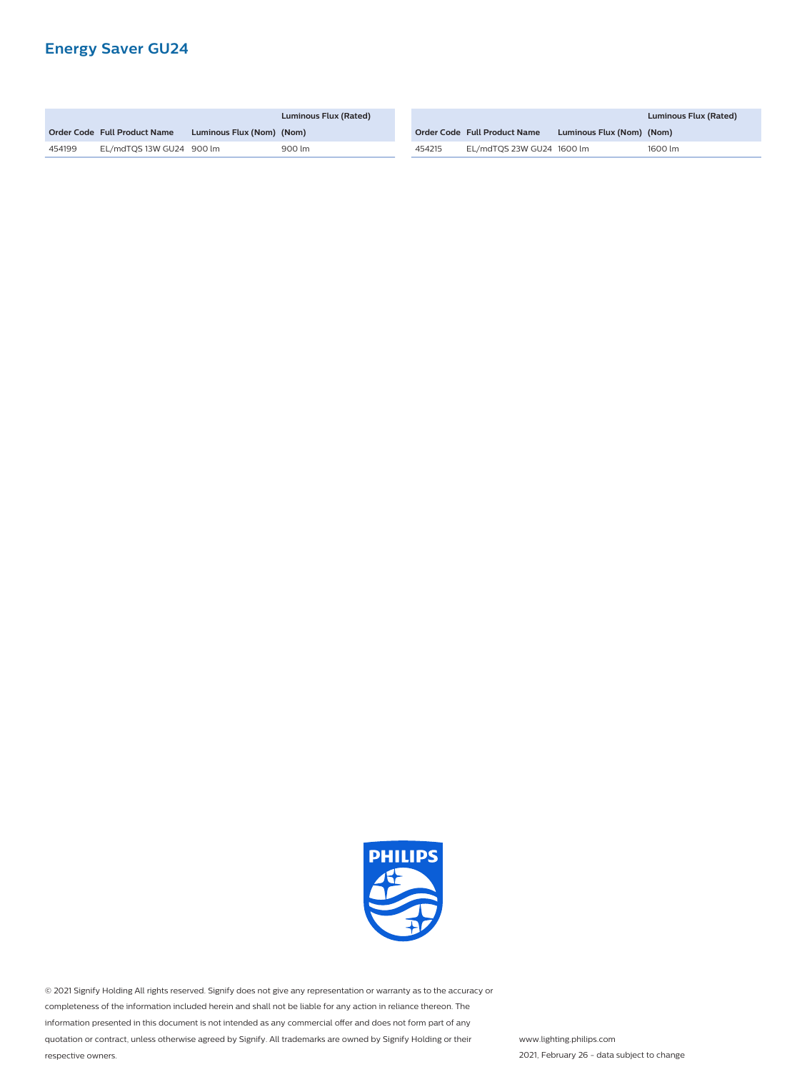## Energy Saver GU24

| | | | Luminous Flux (Rated) |
|---|---|---|---|
| Order Code | Full Product Name | Luminous Flux (Nom) | (Nom) |
| 454199 | EL/mdTQS 13W GU24 | 900 lm | 900 lm |

| | | | Luminous Flux (Rated) |
|---|---|---|---|
| Order Code | Full Product Name | Luminous Flux (Nom) | (Nom) |
| 454215 | EL/mdTQS 23W GU24 | 1600 lm | 1600 lm |

© 2021 Signify Holding All rights reserved. Signify does not give any representation or warranty as to the accuracy or completeness of the information included herein and shall not be liable for any action in reliance thereon. The information presented in this document is not intended as any commercial offer and does not form part of any quotation or contract, unless otherwise agreed by Signify. All trademarks are owned by Signify Holding or their respective owners.

www.lighting.philips.com

2021, February 26 - data subject to change